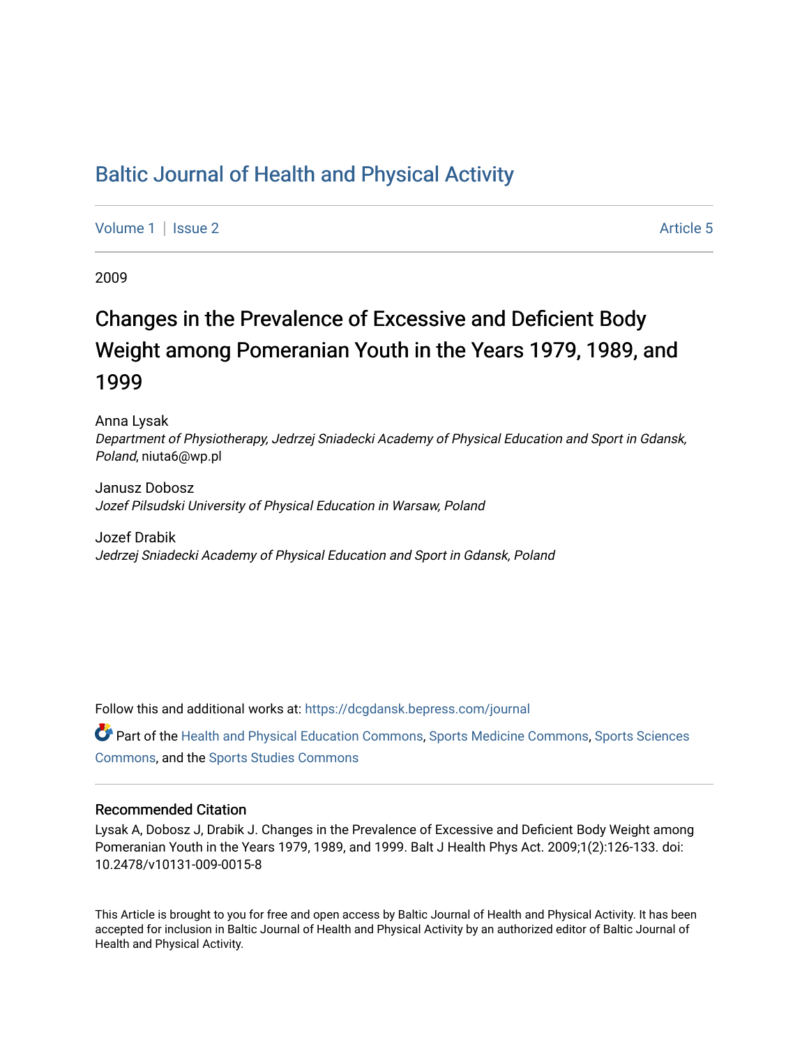# Baltic Journal of Health and Physical Activity

Volume 1 | Issue 2 Article 5

2009

## Changes in the Prevalence of Excessive and Deficient Body Weight among Pomeranian Youth in the Years 1979, 1989, and 1999

Anna Lysak
*Department of Physiotherapy, Jedrzej Sniadecki Academy of Physical Education and Sport in Gdansk, Poland*, niuta6@wp.pl

Janusz Dobosz
*Jozef Pilsudski University of Physical Education in Warsaw, Poland*

Jozef Drabik
*Jedrzej Sniadecki Academy of Physical Education and Sport in Gdansk, Poland*

Follow this and additional works at: https://dcgdansk.bepress.com/journal

Part of the Health and Physical Education Commons, Sports Medicine Commons, Sports Sciences Commons, and the Sports Studies Commons

### Recommended Citation

Lysak A, Dobosz J, Drabik J. Changes in the Prevalence of Excessive and Deficient Body Weight among Pomeranian Youth in the Years 1979, 1989, and 1999. Balt J Health Phys Act. 2009;1(2):126-133. doi: 10.2478/v10131-009-0015-8

This Article is brought to you for free and open access by Baltic Journal of Health and Physical Activity. It has been accepted for inclusion in Baltic Journal of Health and Physical Activity by an authorized editor of Baltic Journal of Health and Physical Activity.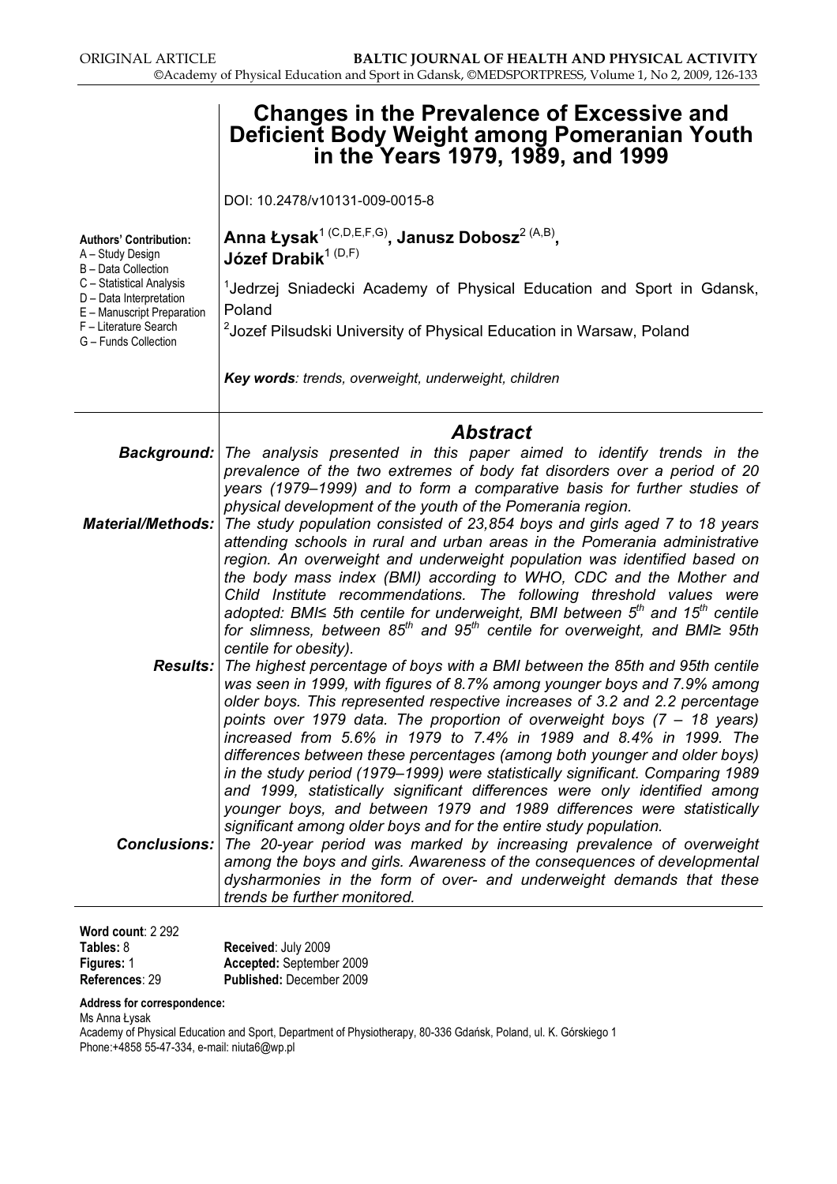ORIGINAL ARTICLE

# Changes in the Prevalence of Excessive and Deficient Body Weight among Pomeranian Youth in the Years 1979, 1989, and 1999

DOI: 10.2478/v10131-009-0015-8

**Authors' Contribution:**
A – Study Design
B – Data Collection
C – Statistical Analysis
D – Data Interpretation
E – Manuscript Preparation
F – Literature Search
G – Funds Collection

**Anna Łysak**[1 (C,D,E,F,G)], **Janusz Dobosz**[2 (A,B)], **Józef Drabik**[1 (D,F)]

[1]Jedrzej Sniadecki Academy of Physical Education and Sport in Gdansk, Poland

[2]Jozef Pilsudski University of Physical Education in Warsaw, Poland

***Key words**: trends, overweight, underweight, children*

## Abstract

***Background:*** *The analysis presented in this paper aimed to identify trends in the prevalence of the two extremes of body fat disorders over a period of 20 years (1979–1999) and to form a comparative basis for further studies of physical development of the youth of the Pomerania region.*

***Material/Methods:*** *The study population consisted of 23,854 boys and girls aged 7 to 18 years attending schools in rural and urban areas in the Pomerania administrative region. An overweight and underweight population was identified based on the body mass index (BMI) according to WHO, CDC and the Mother and Child Institute recommendations. The following threshold values were adopted: BMI≤ 5th centile for underweight, BMI between 5th and 15th centile for slimness, between 85th and 95th centile for overweight, and BMI≥ 95th centile for obesity).*

***Results:*** *The highest percentage of boys with a BMI between the 85th and 95th centile was seen in 1999, with figures of 8.7% among younger boys and 7.9% among older boys. This represented respective increases of 3.2 and 2.2 percentage points over 1979 data. The proportion of overweight boys (7 – 18 years) increased from 5.6% in 1979 to 7.4% in 1989 and 8.4% in 1999. The differences between these percentages (among both younger and older boys) in the study period (1979–1999) were statistically significant. Comparing 1989 and 1999, statistically significant differences were only identified among younger boys, and between 1979 and 1989 differences were statistically significant among older boys and for the entire study population.*

***Conclusions:*** *The 20-year period was marked by increasing prevalence of overweight among the boys and girls. Awareness of the consequences of developmental dysharmonies in the form of over- and underweight demands that these trends be further monitored.*

**Word count**: 2 292
**Tables:** 8
**Figures:** 1
**References**: 29

**Received**: July 2009
**Accepted:** September 2009
**Published:** December 2009

**Address for correspondence:**
Ms Anna Łysak
Academy of Physical Education and Sport, Department of Physiotherapy, 80-336 Gdańsk, Poland, ul. K. Górskiego 1
Phone:+4858 55-47-334, e-mail: niuta6@wp.pl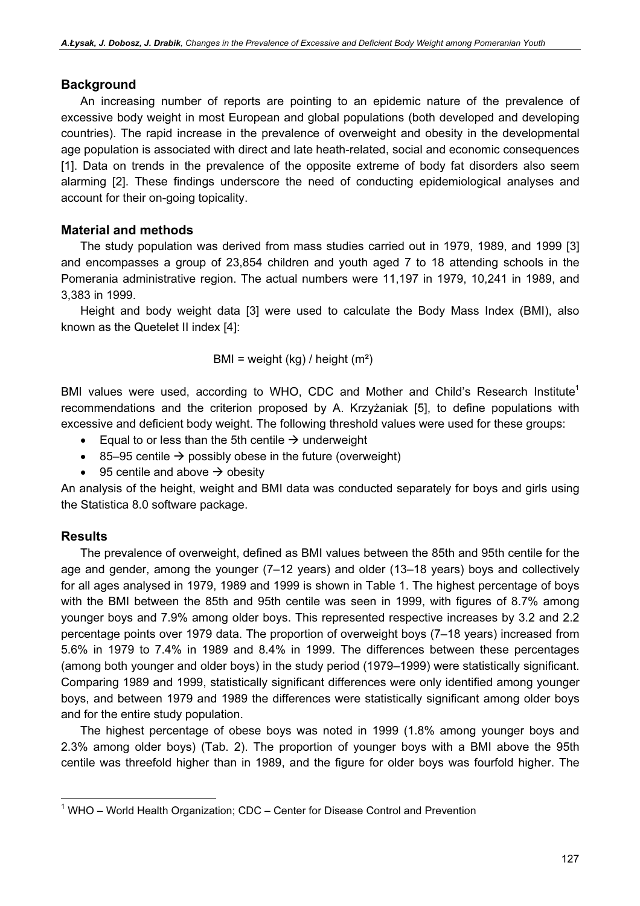## Background

An increasing number of reports are pointing to an epidemic nature of the prevalence of excessive body weight in most European and global populations (both developed and developing countries). The rapid increase in the prevalence of overweight and obesity in the developmental age population is associated with direct and late heath-related, social and economic consequences [1]. Data on trends in the prevalence of the opposite extreme of body fat disorders also seem alarming [2]. These findings underscore the need of conducting epidemiological analyses and account for their on-going topicality.

## Material and methods

The study population was derived from mass studies carried out in 1979, 1989, and 1999 [3] and encompasses a group of 23,854 children and youth aged 7 to 18 attending schools in the Pomerania administrative region. The actual numbers were 11,197 in 1979, 10,241 in 1989, and 3,383 in 1999.

Height and body weight data [3] were used to calculate the Body Mass Index (BMI), also known as the Quetelet II index [4]:

$$BMI = weight\ (kg) / height\ (m^2)$$

BMI values were used, according to WHO, CDC and Mother and Child's Research Institute[1] recommendations and the criterion proposed by A. Krzyżaniak [5], to define populations with excessive and deficient body weight. The following threshold values were used for these groups:

- Equal to or less than the 5th centile → underweight
- 85–95 centile → possibly obese in the future (overweight)
- 95 centile and above → obesity

An analysis of the height, weight and BMI data was conducted separately for boys and girls using the Statistica 8.0 software package.

## Results

The prevalence of overweight, defined as BMI values between the 85th and 95th centile for the age and gender, among the younger (7–12 years) and older (13–18 years) boys and collectively for all ages analysed in 1979, 1989 and 1999 is shown in Table 1. The highest percentage of boys with the BMI between the 85th and 95th centile was seen in 1999, with figures of 8.7% among younger boys and 7.9% among older boys. This represented respective increases by 3.2 and 2.2 percentage points over 1979 data. The proportion of overweight boys (7–18 years) increased from 5.6% in 1979 to 7.4% in 1989 and 8.4% in 1999. The differences between these percentages (among both younger and older boys) in the study period (1979–1999) were statistically significant. Comparing 1989 and 1999, statistically significant differences were only identified among younger boys, and between 1979 and 1989 the differences were statistically significant among older boys and for the entire study population.

The highest percentage of obese boys was noted in 1999 (1.8% among younger boys and 2.3% among older boys) (Tab. 2). The proportion of younger boys with a BMI above the 95th centile was threefold higher than in 1989, and the figure for older boys was fourfold higher. The

[1] WHO – World Health Organization; CDC – Center for Disease Control and Prevention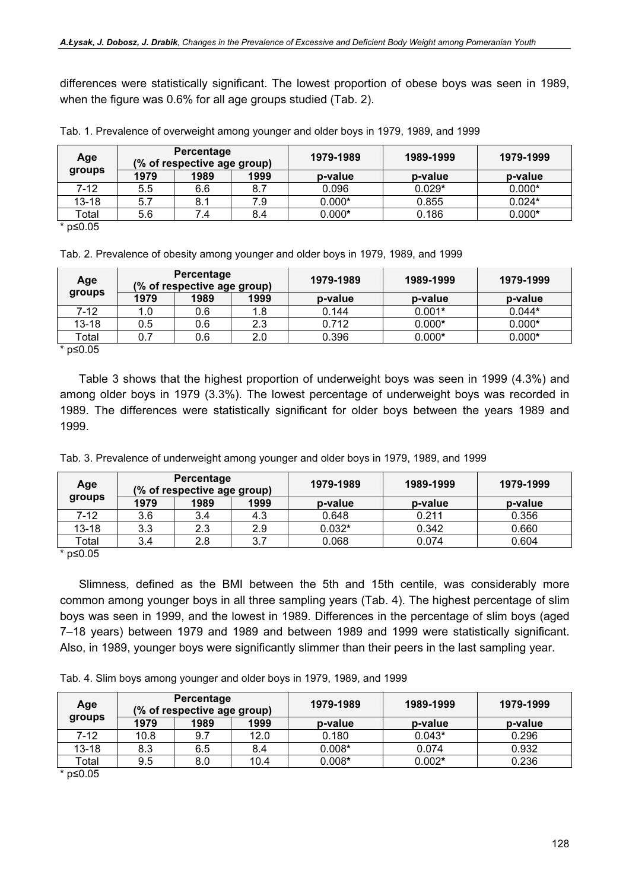differences were statistically significant. The lowest proportion of obese boys was seen in 1989, when the figure was 0.6% for all age groups studied (Tab. 2).

Tab. 1. Prevalence of overweight among younger and older boys in 1979, 1989, and 1999

| Age groups | Percentage (% of respective age group) | | | 1979-1989 | 1989-1999 | 1979-1999 |
|---|---|---|---|---|---|---|
| | 1979 | 1989 | 1999 | p-value | p-value | p-value |
| 7-12 | 5.5 | 6.6 | 8.7 | 0.096 | 0.029* | 0.000* |
| 13-18 | 5.7 | 8.1 | 7.9 | 0.000* | 0.855 | 0.024* |
| Total | 5.6 | 7.4 | 8.4 | 0.000* | 0.186 | 0.000* |

* p≤0.05

Tab. 2. Prevalence of obesity among younger and older boys in 1979, 1989, and 1999

| Age groups | Percentage (% of respective age group) | | | 1979-1989 | 1989-1999 | 1979-1999 |
|---|---|---|---|---|---|---|
| | 1979 | 1989 | 1999 | p-value | p-value | p-value |
| 7-12 | 1.0 | 0.6 | 1.8 | 0.144 | 0.001* | 0.044* |
| 13-18 | 0.5 | 0.6 | 2.3 | 0.712 | 0.000* | 0.000* |
| Total | 0.7 | 0.6 | 2.0 | 0.396 | 0.000* | 0.000* |

* p≤0.05

Table 3 shows that the highest proportion of underweight boys was seen in 1999 (4.3%) and among older boys in 1979 (3.3%). The lowest percentage of underweight boys was recorded in 1989. The differences were statistically significant for older boys between the years 1989 and 1999.

Tab. 3. Prevalence of underweight among younger and older boys in 1979, 1989, and 1999

| Age groups | Percentage (% of respective age group) | | | 1979-1989 | 1989-1999 | 1979-1999 |
|---|---|---|---|---|---|---|
| | 1979 | 1989 | 1999 | p-value | p-value | p-value |
| 7-12 | 3.6 | 3.4 | 4.3 | 0.648 | 0.211 | 0.356 |
| 13-18 | 3.3 | 2.3 | 2.9 | 0.032* | 0.342 | 0.660 |
| Total | 3.4 | 2.8 | 3.7 | 0.068 | 0.074 | 0.604 |

* p≤0.05

Slimness, defined as the BMI between the 5th and 15th centile, was considerably more common among younger boys in all three sampling years (Tab. 4). The highest percentage of slim boys was seen in 1999, and the lowest in 1989. Differences in the percentage of slim boys (aged 7–18 years) between 1979 and 1989 and between 1989 and 1999 were statistically significant. Also, in 1989, younger boys were significantly slimmer than their peers in the last sampling year.

Tab. 4. Slim boys among younger and older boys in 1979, 1989, and 1999

| Age groups | Percentage (% of respective age group) | | | 1979-1989 | 1989-1999 | 1979-1999 |
|---|---|---|---|---|---|---|
| | 1979 | 1989 | 1999 | p-value | p-value | p-value |
| 7-12 | 10.8 | 9.7 | 12.0 | 0.180 | 0.043* | 0.296 |
| 13-18 | 8.3 | 6.5 | 8.4 | 0.008* | 0.074 | 0.932 |
| Total | 9.5 | 8.0 | 10.4 | 0.008* | 0.002* | 0.236 |

* p≤0.05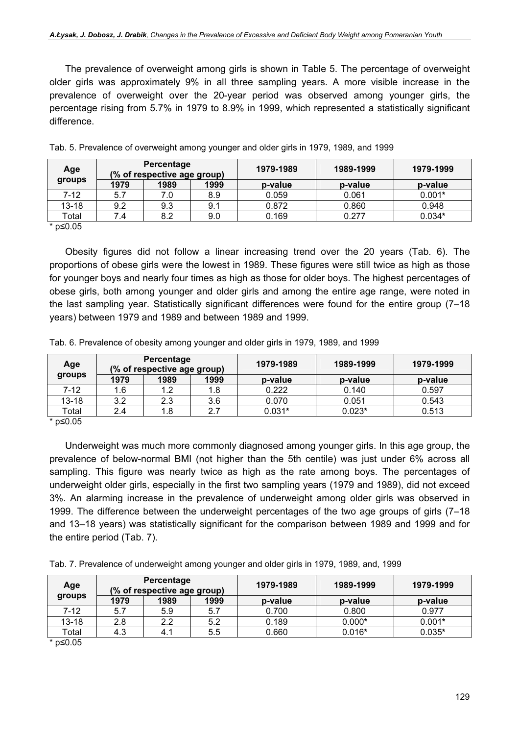The prevalence of overweight among girls is shown in Table 5. The percentage of overweight older girls was approximately 9% in all three sampling years. A more visible increase in the prevalence of overweight over the 20-year period was observed among younger girls, the percentage rising from 5.7% in 1979 to 8.9% in 1999, which represented a statistically significant difference.

Tab. 5. Prevalence of overweight among younger and older girls in 1979, 1989, and 1999

| Age groups | Percentage (% of respective age group) | | | 1979-1989 | 1989-1999 | 1979-1999 |
|---|---|---|---|---|---|---|
| | 1979 | 1989 | 1999 | p-value | p-value | p-value |
| 7-12 | 5.7 | 7.0 | 8.9 | 0.059 | 0.061 | 0.001* |
| 13-18 | 9.2 | 9.3 | 9.1 | 0.872 | 0.860 | 0.948 |
| Total | 7.4 | 8.2 | 9.0 | 0.169 | 0.277 | 0.034* |

* p≤0.05

Obesity figures did not follow a linear increasing trend over the 20 years (Tab. 6). The proportions of obese girls were the lowest in 1989. These figures were still twice as high as those for younger boys and nearly four times as high as those for older boys. The highest percentages of obese girls, both among younger and older girls and among the entire age range, were noted in the last sampling year. Statistically significant differences were found for the entire group (7–18 years) between 1979 and 1989 and between 1989 and 1999.

Tab. 6. Prevalence of obesity among younger and older girls in 1979, 1989, and 1999

| Age groups | Percentage (% of respective age group) | | | 1979-1989 | 1989-1999 | 1979-1999 |
|---|---|---|---|---|---|---|
| | 1979 | 1989 | 1999 | p-value | p-value | p-value |
| 7-12 | 1.6 | 1.2 | 1.8 | 0.222 | 0.140 | 0.597 |
| 13-18 | 3.2 | 2.3 | 3.6 | 0.070 | 0.051 | 0.543 |
| Total | 2.4 | 1.8 | 2.7 | 0.031* | 0.023* | 0.513 |

* p≤0.05

Underweight was much more commonly diagnosed among younger girls. In this age group, the prevalence of below-normal BMI (not higher than the 5th centile) was just under 6% across all sampling. This figure was nearly twice as high as the rate among boys. The percentages of underweight older girls, especially in the first two sampling years (1979 and 1989), did not exceed 3%. An alarming increase in the prevalence of underweight among older girls was observed in 1999. The difference between the underweight percentages of the two age groups of girls (7–18 and 13–18 years) was statistically significant for the comparison between 1989 and 1999 and for the entire period (Tab. 7).

Tab. 7. Prevalence of underweight among younger and older girls in 1979, 1989, and, 1999

| Age groups | Percentage (% of respective age group) | | | 1979-1989 | 1989-1999 | 1979-1999 |
|---|---|---|---|---|---|---|
| | 1979 | 1989 | 1999 | p-value | p-value | p-value |
| 7-12 | 5.7 | 5.9 | 5.7 | 0.700 | 0.800 | 0.977 |
| 13-18 | 2.8 | 2.2 | 5.2 | 0.189 | 0.000* | 0.001* |
| Total | 4.3 | 4.1 | 5.5 | 0.660 | 0.016* | 0.035* |

* p≤0.05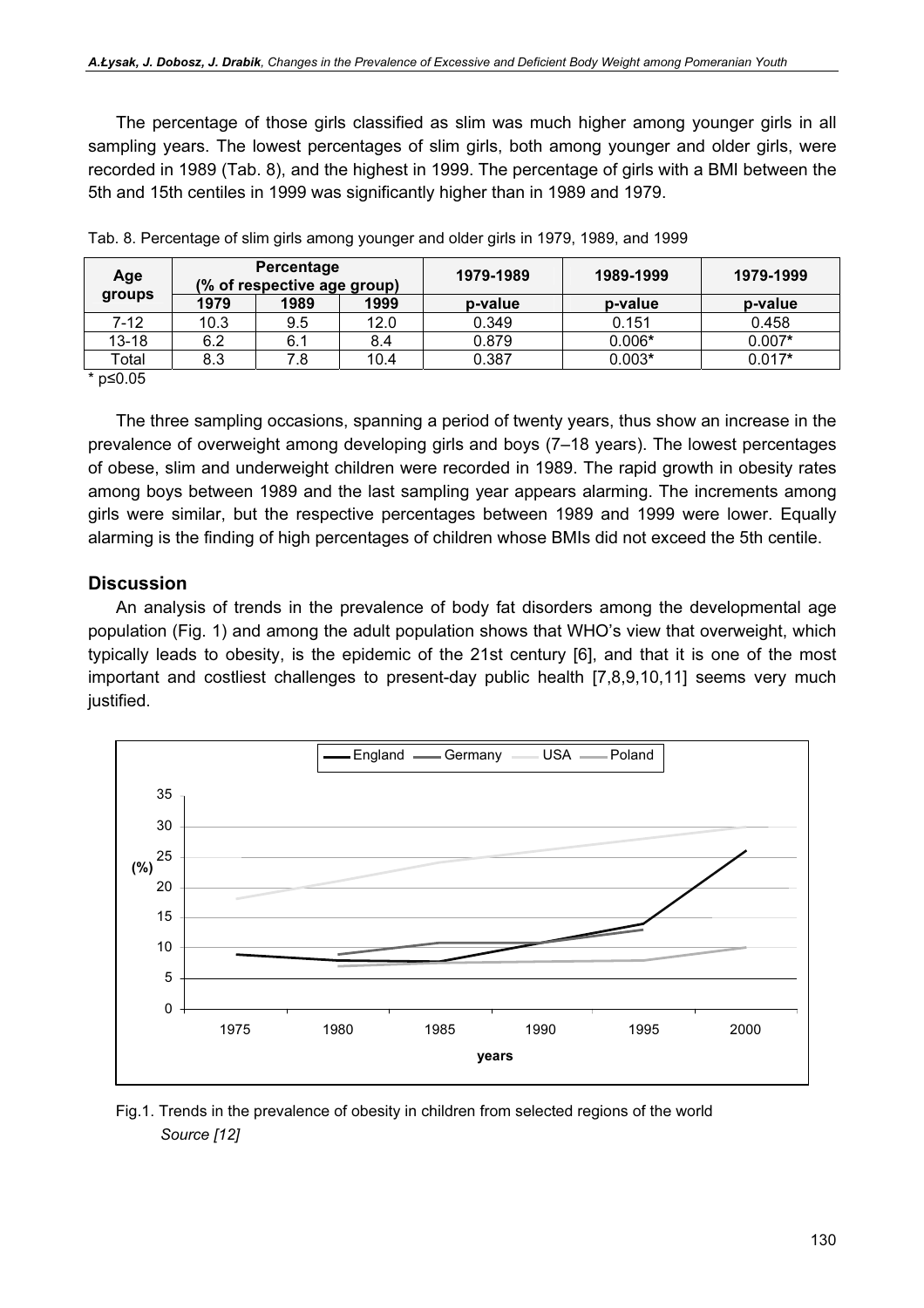The percentage of those girls classified as slim was much higher among younger girls in all sampling years. The lowest percentages of slim girls, both among younger and older girls, were recorded in 1989 (Tab. 8), and the highest in 1999. The percentage of girls with a BMI between the 5th and 15th centiles in 1999 was significantly higher than in 1989 and 1979.

Tab. 8. Percentage of slim girls among younger and older girls in 1979, 1989, and 1999

| Age groups | Percentage (% of respective age group) | | | 1979-1989 | 1989-1999 | 1979-1999 |
|---|---|---|---|---|---|---|
| | 1979 | 1989 | 1999 | p-value | p-value | p-value |
| 7-12 | 10.3 | 9.5 | 12.0 | 0.349 | 0.151 | 0.458 |
| 13-18 | 6.2 | 6.1 | 8.4 | 0.879 | 0.006* | 0.007* |
| Total | 8.3 | 7.8 | 10.4 | 0.387 | 0.003* | 0.017* |

* $p \leq 0.05$

The three sampling occasions, spanning a period of twenty years, thus show an increase in the prevalence of overweight among developing girls and boys (7–18 years). The lowest percentages of obese, slim and underweight children were recorded in 1989. The rapid growth in obesity rates among boys between 1989 and the last sampling year appears alarming. The increments among girls were similar, but the respective percentages between 1989 and 1999 were lower. Equally alarming is the finding of high percentages of children whose BMIs did not exceed the 5th centile.

## Discussion

An analysis of trends in the prevalence of body fat disorders among the developmental age population (Fig. 1) and among the adult population shows that WHO's view that overweight, which typically leads to obesity, is the epidemic of the 21st century [6], and that it is one of the most important and costliest challenges to present-day public health [7,8,9,10,11] seems very much justified.

Fig.1. Trends in the prevalence of obesity in children from selected regions of the world
*Source [12]*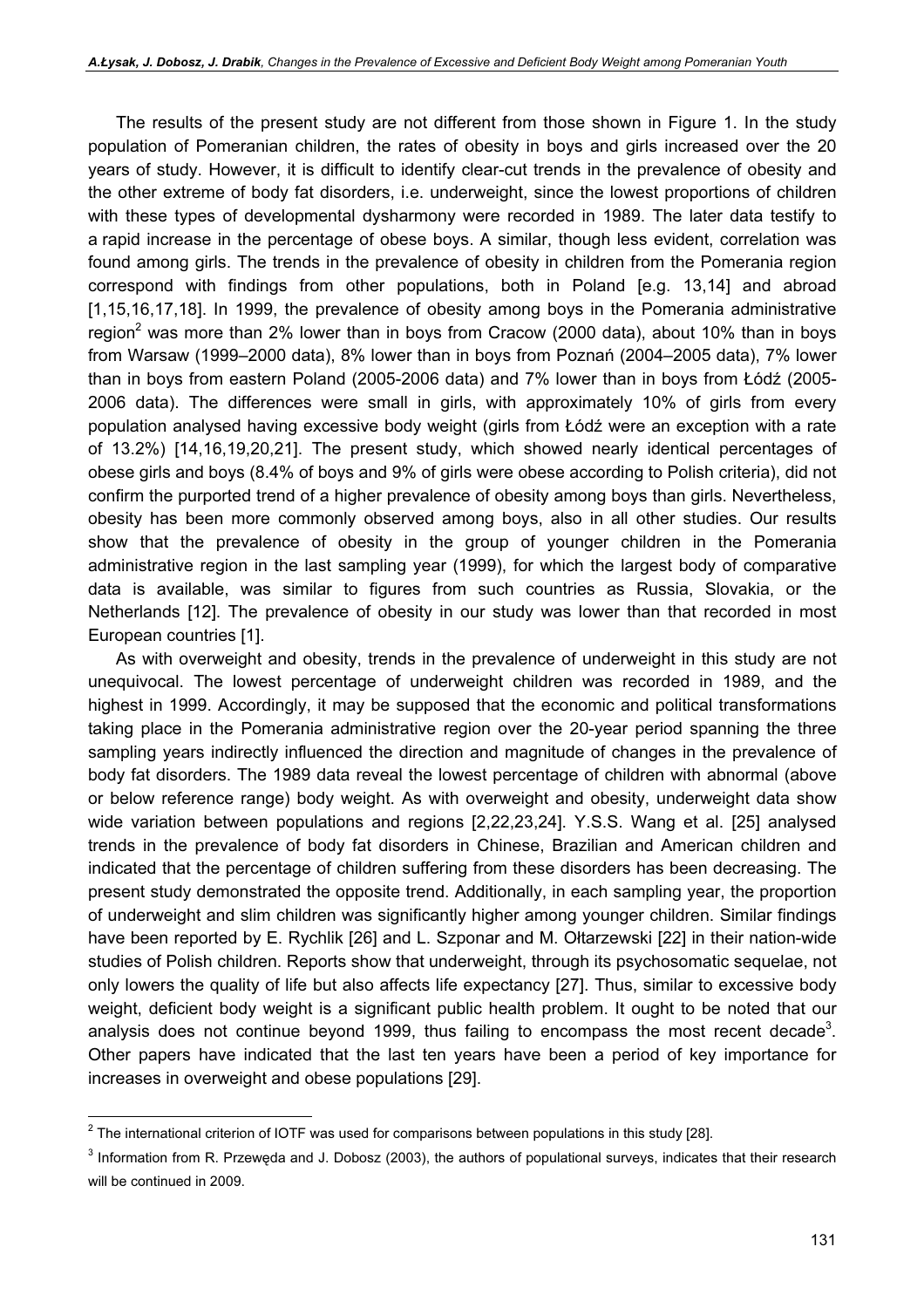The results of the present study are not different from those shown in Figure 1. In the study population of Pomeranian children, the rates of obesity in boys and girls increased over the 20 years of study. However, it is difficult to identify clear-cut trends in the prevalence of obesity and the other extreme of body fat disorders, i.e. underweight, since the lowest proportions of children with these types of developmental dysharmony were recorded in 1989. The later data testify to a rapid increase in the percentage of obese boys. A similar, though less evident, correlation was found among girls. The trends in the prevalence of obesity in children from the Pomerania region correspond with findings from other populations, both in Poland [e.g. 13,14] and abroad [1,15,16,17,18]. In 1999, the prevalence of obesity among boys in the Pomerania administrative region[2] was more than 2% lower than in boys from Cracow (2000 data), about 10% than in boys from Warsaw (1999–2000 data), 8% lower than in boys from Poznań (2004–2005 data), 7% lower than in boys from eastern Poland (2005-2006 data) and 7% lower than in boys from Łódź (2005-2006 data). The differences were small in girls, with approximately 10% of girls from every population analysed having excessive body weight (girls from Łódź were an exception with a rate of 13.2%) [14,16,19,20,21]. The present study, which showed nearly identical percentages of obese girls and boys (8.4% of boys and 9% of girls were obese according to Polish criteria), did not confirm the purported trend of a higher prevalence of obesity among boys than girls. Nevertheless, obesity has been more commonly observed among boys, also in all other studies. Our results show that the prevalence of obesity in the group of younger children in the Pomerania administrative region in the last sampling year (1999), for which the largest body of comparative data is available, was similar to figures from such countries as Russia, Slovakia, or the Netherlands [12]. The prevalence of obesity in our study was lower than that recorded in most European countries [1].

As with overweight and obesity, trends in the prevalence of underweight in this study are not unequivocal. The lowest percentage of underweight children was recorded in 1989, and the highest in 1999. Accordingly, it may be supposed that the economic and political transformations taking place in the Pomerania administrative region over the 20-year period spanning the three sampling years indirectly influenced the direction and magnitude of changes in the prevalence of body fat disorders. The 1989 data reveal the lowest percentage of children with abnormal (above or below reference range) body weight. As with overweight and obesity, underweight data show wide variation between populations and regions [2,22,23,24]. Y.S.S. Wang et al. [25] analysed trends in the prevalence of body fat disorders in Chinese, Brazilian and American children and indicated that the percentage of children suffering from these disorders has been decreasing. The present study demonstrated the opposite trend. Additionally, in each sampling year, the proportion of underweight and slim children was significantly higher among younger children. Similar findings have been reported by E. Rychlik [26] and L. Szponar and M. Ołtarzewski [22] in their nation-wide studies of Polish children. Reports show that underweight, through its psychosomatic sequelae, not only lowers the quality of life but also affects life expectancy [27]. Thus, similar to excessive body weight, deficient body weight is a significant public health problem. It ought to be noted that our analysis does not continue beyond 1999, thus failing to encompass the most recent decade[3]. Other papers have indicated that the last ten years have been a period of key importance for increases in overweight and obese populations [29].

---

[2] The international criterion of IOTF was used for comparisons between populations in this study [28].

[3] Information from R. Przewęda and J. Dobosz (2003), the authors of populational surveys, indicates that their research will be continued in 2009.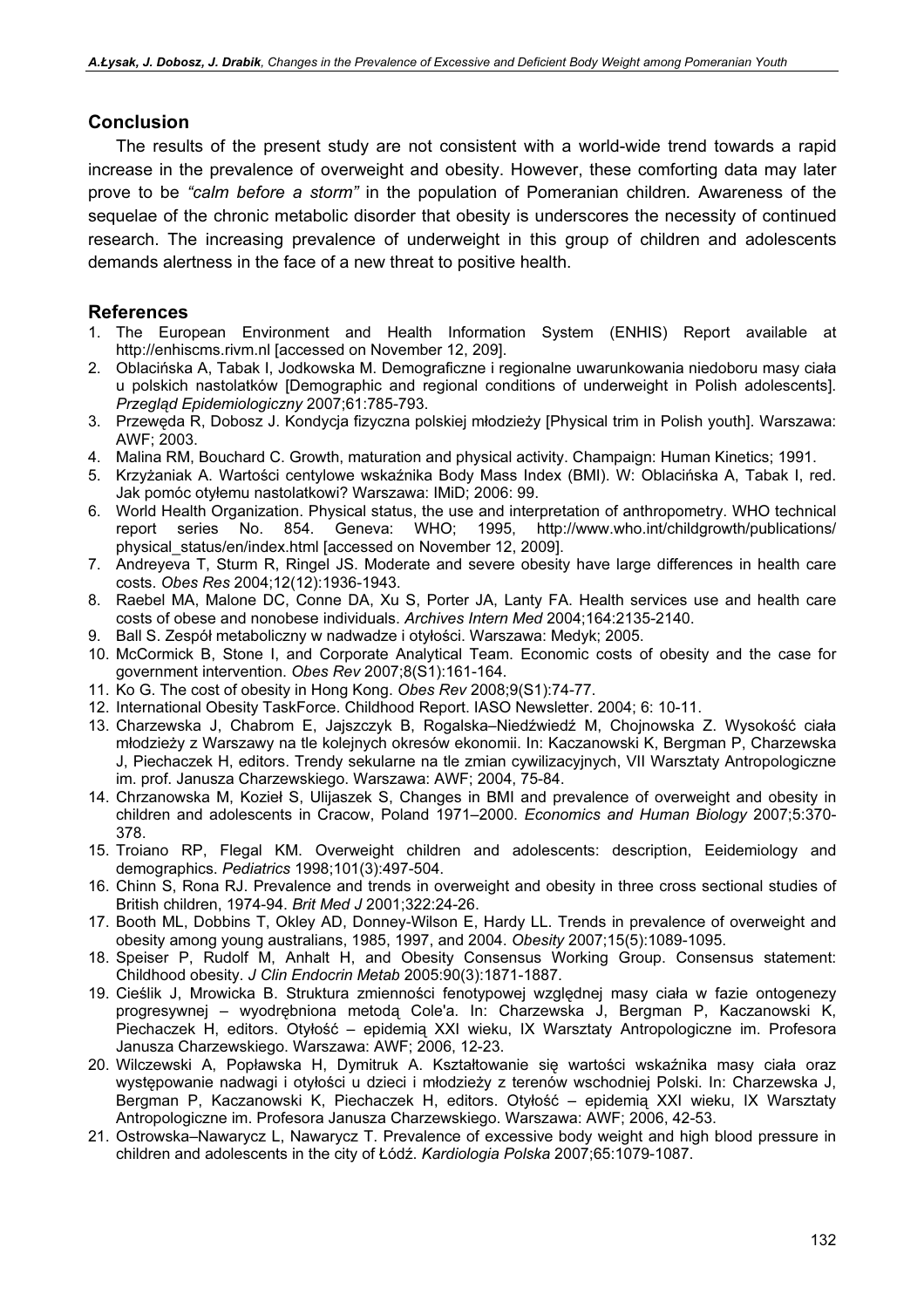## Conclusion

The results of the present study are not consistent with a world-wide trend towards a rapid increase in the prevalence of overweight and obesity. However, these comforting data may later prove to be *"calm before a storm"* in the population of Pomeranian children. Awareness of the sequelae of the chronic metabolic disorder that obesity is underscores the necessity of continued research. The increasing prevalence of underweight in this group of children and adolescents demands alertness in the face of a new threat to positive health.

## References

1. The European Environment and Health Information System (ENHIS) Report available at http://enhiscms.rivm.nl [accessed on November 12, 209].
2. Oblacińska A, Tabak I, Jodkowska M. Demograficzne i regionalne uwarunkowania niedoboru masy ciała u polskich nastolatków [Demographic and regional conditions of underweight in Polish adolescents]. *Przegląd Epidemiologiczny* 2007;61:785-793.
3. Przewęda R, Dobosz J. Kondycja fizyczna polskiej młodzieży [Physical trim in Polish youth]. Warszawa: AWF; 2003.
4. Malina RM, Bouchard C. Growth, maturation and physical activity. Champaign: Human Kinetics; 1991.
5. Krzyżaniak A. Wartości centylowe wskaźnika Body Mass Index (BMI). W: Oblacińska A, Tabak I, red. Jak pomóc otyłemu nastolatkowi? Warszawa: IMiD; 2006: 99.
6. World Health Organization. Physical status, the use and interpretation of anthropometry. WHO technical report series No. 854. Geneva: WHO; 1995, http://www.who.int/childgrowth/publications/physical_status/en/index.html [accessed on November 12, 2009].
7. Andreyeva T, Sturm R, Ringel JS. Moderate and severe obesity have large differences in health care costs. *Obes Res* 2004;12(12):1936-1943.
8. Raebel MA, Malone DC, Conne DA, Xu S, Porter JA, Lanty FA. Health services use and health care costs of obese and nonobese individuals. *Archives Intern Med* 2004;164:2135-2140.
9. Ball S. Zespół metaboliczny w nadwadze i otyłości. Warszawa: Medyk; 2005.
10. McCormick B, Stone I, and Corporate Analytical Team. Economic costs of obesity and the case for government intervention. *Obes Rev* 2007;8(S1):161-164.
11. Ko G. The cost of obesity in Hong Kong. *Obes Rev* 2008;9(S1):74-77.
12. International Obesity TaskForce. Childhood Report. IASO Newsletter. 2004; 6: 10-11.
13. Charzewska J, Chabrom E, Jajszczyk B, Rogalska–Niedźwiedź M, Chojnowska Z. Wysokość ciała młodzieży z Warszawy na tle kolejnych okresów ekonomii. In: Kaczanowski K, Bergman P, Charzewska J, Piechaczek H, editors. Trendy sekularne na tle zmian cywilizacyjnych, VII Warsztaty Antropologiczne im. prof. Janusza Charzewskiego. Warszawa: AWF; 2004, 75-84.
14. Chrzanowska M, Kozieł S, Ulijaszek S, Changes in BMI and prevalence of overweight and obesity in children and adolescents in Cracow, Poland 1971–2000. *Economics and Human Biology* 2007;5:370-378.
15. Troiano RP, Flegal KM. Overweight children and adolescents: description, Eeidemiology and demographics. *Pediatrics* 1998;101(3):497-504.
16. Chinn S, Rona RJ. Prevalence and trends in overweight and obesity in three cross sectional studies of British children, 1974-94. *Brit Med J* 2001;322:24-26.
17. Booth ML, Dobbins T, Okley AD, Donney-Wilson E, Hardy LL. Trends in prevalence of overweight and obesity among young australians, 1985, 1997, and 2004. *Obesity* 2007;15(5):1089-1095.
18. Speiser P, Rudolf M, Anhalt H, and Obesity Consensus Working Group. Consensus statement: Childhood obesity. *J Clin Endocrin Metab* 2005:90(3):1871-1887.
19. Cieślik J, Mrowicka B. Struktura zmienności fenotypowej względnej masy ciała w fazie ontogenezy progresywnej – wyodrębniona metodą Cole'a. In: Charzewska J, Bergman P, Kaczanowski K, Piechaczek H, editors. Otyłość – epidemią XXI wieku, IX Warsztaty Antropologiczne im. Profesora Janusza Charzewskiego. Warszawa: AWF; 2006, 12-23.
20. Wilczewski A, Popławska H, Dymitruk A. Kształtowanie się wartości wskaźnika masy ciała oraz występowanie nadwagi i otyłości u dzieci i młodzieży z terenów wschodniej Polski. In: Charzewska J, Bergman P, Kaczanowski K, Piechaczek H, editors. Otyłość – epidemią XXI wieku, IX Warsztaty Antropologiczne im. Profesora Janusza Charzewskiego. Warszawa: AWF; 2006, 42-53.
21. Ostrowska–Nawarycz L, Nawarycz T. Prevalence of excessive body weight and high blood pressure in children and adolescents in the city of Łódź. *Kardiologia Polska* 2007;65:1079-1087.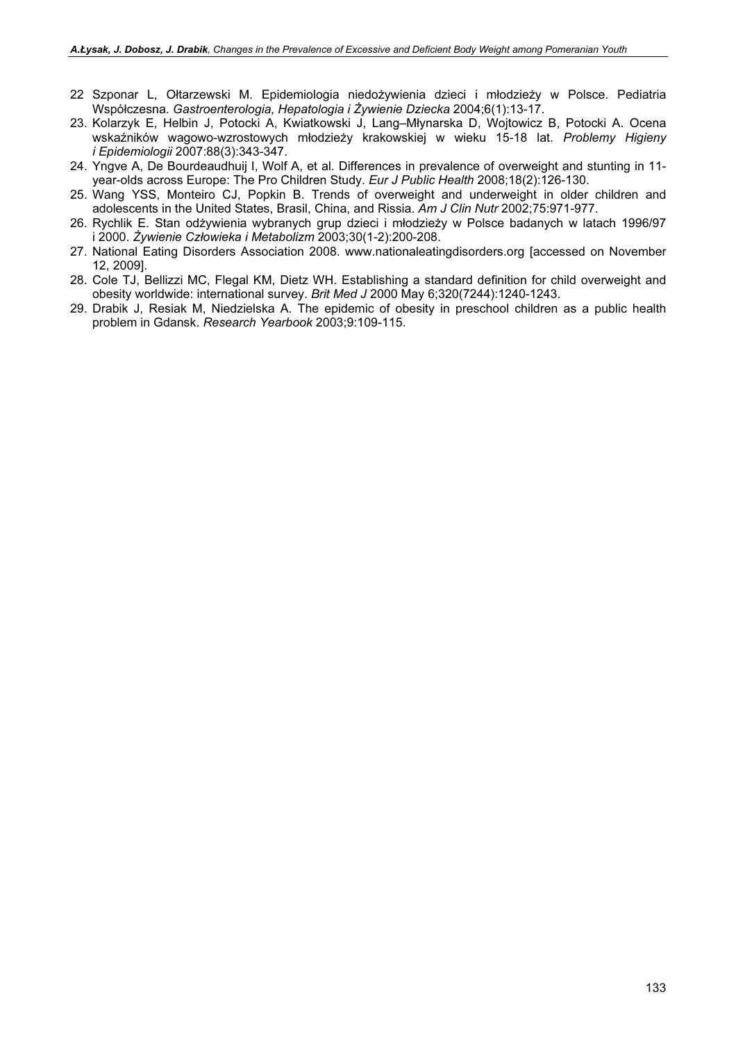22 Szponar L, Ołtarzewski M. Epidemiologia niedożywienia dzieci i młodzieży w Polsce. Pediatria Współczesna. *Gastroenterologia, Hepatologia i Żywienie Dziecka* 2004;6(1):13-17.

23. Kolarzyk E, Helbin J, Potocki A, Kwiatkowski J, Lang–Młynarska D, Wojtowicz B, Potocki A. Ocena wskaźników wagowo-wzrostowych młodzieży krakowskiej w wieku 15-18 lat. *Problemy Higieny i Epidemiologii* 2007:88(3):343-347.

24. Yngve A, De Bourdeaudhuij I, Wolf A, et al. Differences in prevalence of overweight and stunting in 11-year-olds across Europe: The Pro Children Study. *Eur J Public Health* 2008;18(2):126-130.

25. Wang YSS, Monteiro CJ, Popkin B. Trends of overweight and underweight in older children and adolescents in the United States, Brasil, China, and Rissia. *Am J Clin Nutr* 2002;75:971-977.

26. Rychlik E. Stan odżywienia wybranych grup dzieci i młodzieży w Polsce badanych w latach 1996/97 i 2000. *Żywienie Człowieka i Metabolizm* 2003;30(1-2):200-208.

27. National Eating Disorders Association 2008. www.nationaleatingdisorders.org [accessed on November 12, 2009].

28. Cole TJ, Bellizzi MC, Flegal KM, Dietz WH. Establishing a standard definition for child overweight and obesity worldwide: international survey. *Brit Med J* 2000 May 6;320(7244):1240-1243.

29. Drabik J, Resiak M, Niedzielska A. The epidemic of obesity in preschool children as a public health problem in Gdansk. *Research Yearbook* 2003;9:109-115.